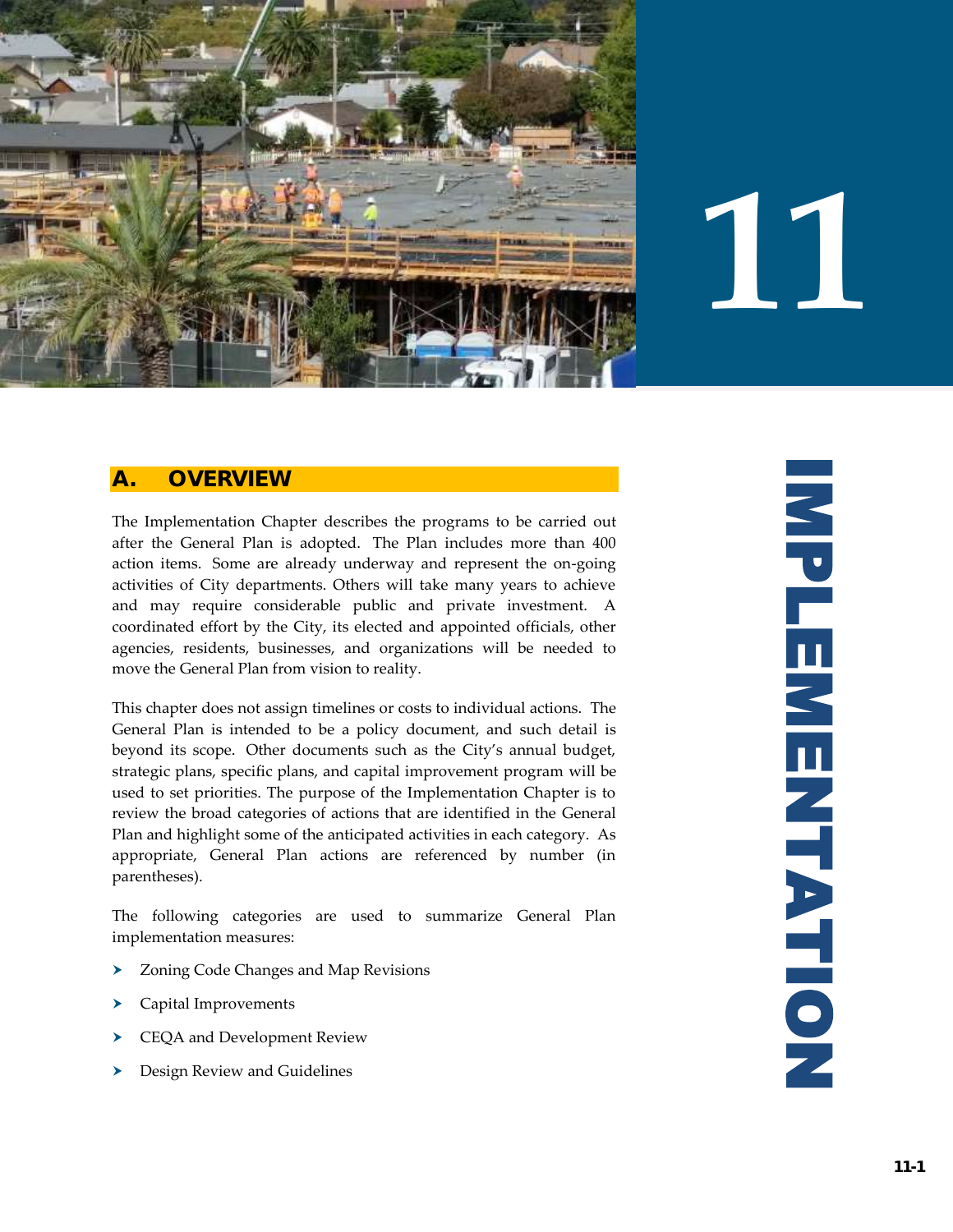# 11 IMPLEMENTATION

## A. OVERVIEW

The Implementation Chapter describes the programs to be carried out after the General Plan is adopted. The Plan includes more than 400 action items. Some are already underway and represent the on-going activities of City departments. Others will take many years to achieve and may require considerable public and private investment. A coordinated effort by the City, its elected and appointed officials, other agencies, residents, businesses, and organizations will be needed to move the General Plan from vision to reality.

This chapter does not assign timelines or costs to individual actions. The General Plan is intended to be a policy document, and such detail is beyond its scope. Other documents such as the City's annual budget, strategic plans, specific plans, and capital improvement program will be used to set priorities. The purpose of the Implementation Chapter is to review the broad categories of actions that are identified in the General Plan and highlight some of the anticipated activities in each category. As appropriate, General Plan actions are referenced by number (in parentheses).

The following categories are used to summarize General Plan implementation measures:

- Zoning Code Changes and Map Revisions
- Capital Improvements
- CEQA and Development Review
- Design Review and Guidelines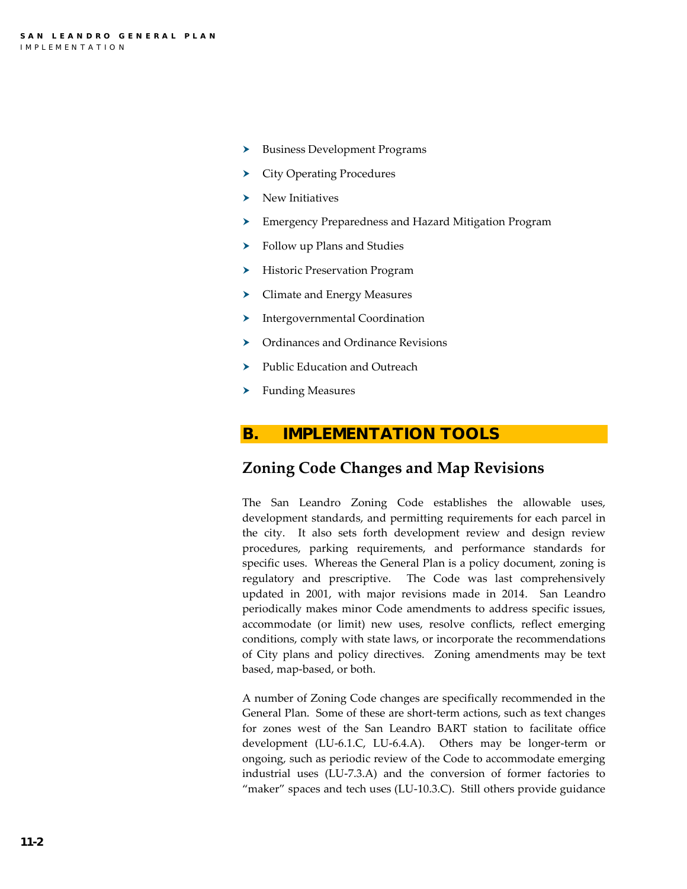- Business Development Programs
- City Operating Procedures
- New Initiatives
- Emergency Preparedness and Hazard Mitigation Program
- Follow up Plans and Studies
- Historic Preservation Program
- Climate and Energy Measures
- Intergovernmental Coordination
- Ordinances and Ordinance Revisions
- Public Education and Outreach
- Funding Measures

## B. IMPLEMENTATION TOOLS

### Zoning Code Changes and Map Revisions

The San Leandro Zoning Code establishes the allowable uses, development standards, and permitting requirements for each parcel in the city. It also sets forth development review and design review procedures, parking requirements, and performance standards for specific uses. Whereas the General Plan is a policy document, zoning is regulatory and prescriptive. The Code was last comprehensively updated in 2001, with major revisions made in 2014. San Leandro periodically makes minor Code amendments to address specific issues, accommodate (or limit) new uses, resolve conflicts, reflect emerging conditions, comply with state laws, or incorporate the recommendations of City plans and policy directives. Zoning amendments may be text based, map-based, or both.

A number of Zoning Code changes are specifically recommended in the General Plan. Some of these are short-term actions, such as text changes for zones west of the San Leandro BART station to facilitate office development (LU-6.1.C, LU-6.4.A). Others may be longer-term or ongoing, such as periodic review of the Code to accommodate emerging industrial uses (LU-7.3.A) and the conversion of former factories to "maker" spaces and tech uses (LU-10.3.C). Still others provide guidance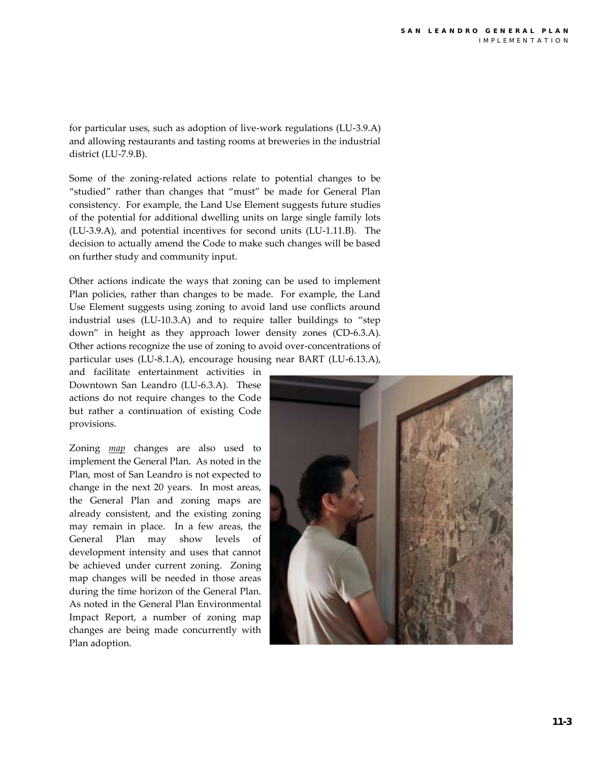for particular uses, such as adoption of live-work regulations (LU-3.9.A) and allowing restaurants and tasting rooms at breweries in the industrial district (LU-7.9.B).

Some of the zoning-related actions relate to potential changes to be "studied" rather than changes that "must" be made for General Plan consistency. For example, the Land Use Element suggests future studies of the potential for additional dwelling units on large single family lots (LU-3.9.A), and potential incentives for second units (LU-1.11.B). The decision to actually amend the Code to make such changes will be based on further study and community input.

Other actions indicate the ways that zoning can be used to implement Plan policies, rather than changes to be made. For example, the Land Use Element suggests using zoning to avoid land use conflicts around industrial uses (LU-10.3.A) and to require taller buildings to "step down" in height as they approach lower density zones (CD-6.3.A). Other actions recognize the use of zoning to avoid over-concentrations of particular uses (LU-8.1.A), encourage housing near BART (LU-6.13.A), and facilitate entertainment activities in Downtown San Leandro (LU-6.3.A). These actions do not require changes to the Code but rather a continuation of existing Code provisions.

Zoning *map* changes are also used to implement the General Plan. As noted in the Plan, most of San Leandro is not expected to change in the next 20 years. In most areas, the General Plan and zoning maps are already consistent, and the existing zoning may remain in place. In a few areas, the General Plan may show levels of development intensity and uses that cannot be achieved under current zoning. Zoning map changes will be needed in those areas during the time horizon of the General Plan. As noted in the General Plan Environmental Impact Report, a number of zoning map changes are being made concurrently with Plan adoption.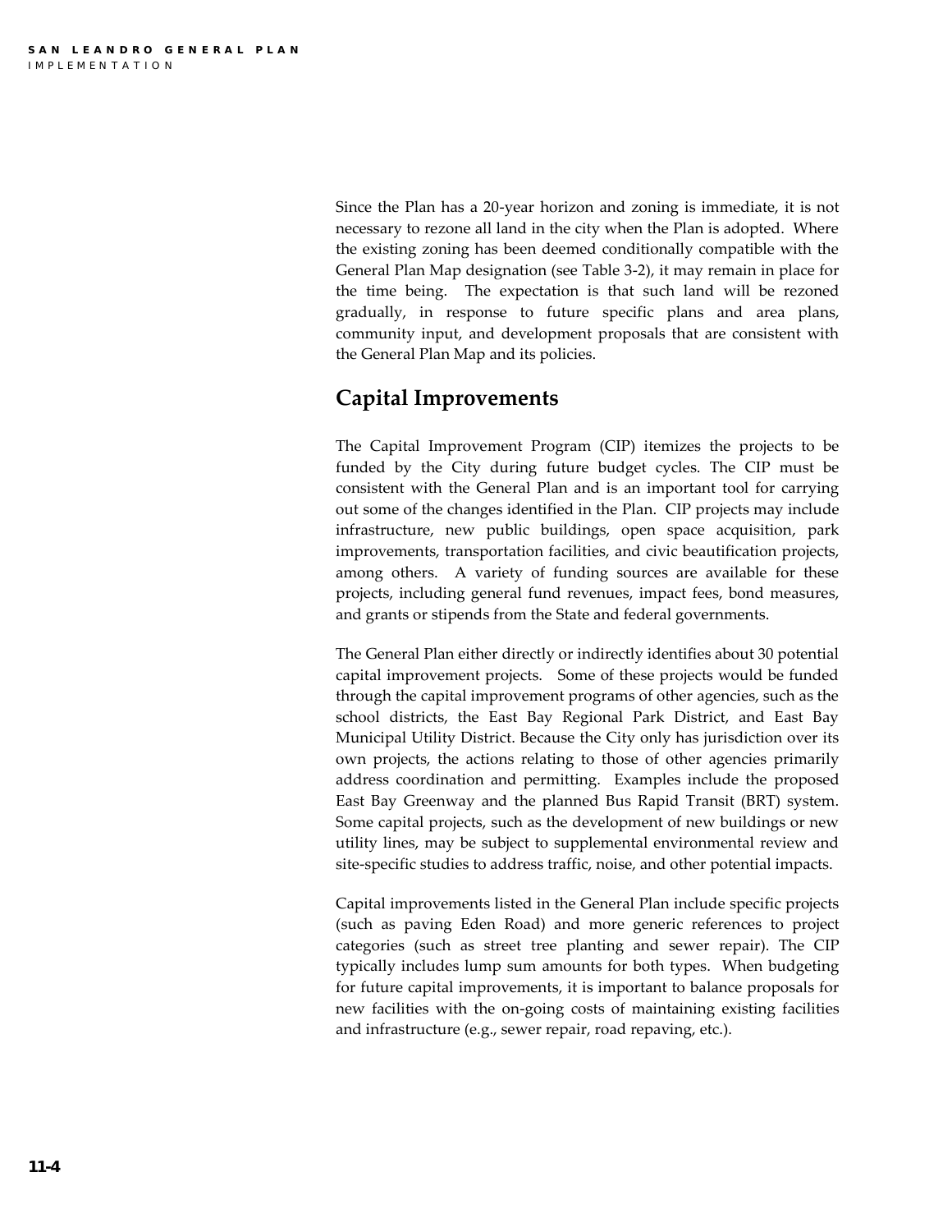Since the Plan has a 20-year horizon and zoning is immediate, it is not necessary to rezone all land in the city when the Plan is adopted. Where the existing zoning has been deemed conditionally compatible with the General Plan Map designation (see Table 3-2), it may remain in place for the time being. The expectation is that such land will be rezoned gradually, in response to future specific plans and area plans, community input, and development proposals that are consistent with the General Plan Map and its policies.

## Capital Improvements

The Capital Improvement Program (CIP) itemizes the projects to be funded by the City during future budget cycles. The CIP must be consistent with the General Plan and is an important tool for carrying out some of the changes identified in the Plan. CIP projects may include infrastructure, new public buildings, open space acquisition, park improvements, transportation facilities, and civic beautification projects, among others. A variety of funding sources are available for these projects, including general fund revenues, impact fees, bond measures, and grants or stipends from the State and federal governments.

The General Plan either directly or indirectly identifies about 30 potential capital improvement projects. Some of these projects would be funded through the capital improvement programs of other agencies, such as the school districts, the East Bay Regional Park District, and East Bay Municipal Utility District. Because the City only has jurisdiction over its own projects, the actions relating to those of other agencies primarily address coordination and permitting. Examples include the proposed East Bay Greenway and the planned Bus Rapid Transit (BRT) system. Some capital projects, such as the development of new buildings or new utility lines, may be subject to supplemental environmental review and site-specific studies to address traffic, noise, and other potential impacts.

Capital improvements listed in the General Plan include specific projects (such as paving Eden Road) and more generic references to project categories (such as street tree planting and sewer repair). The CIP typically includes lump sum amounts for both types. When budgeting for future capital improvements, it is important to balance proposals for new facilities with the on-going costs of maintaining existing facilities and infrastructure (e.g., sewer repair, road repaving, etc.).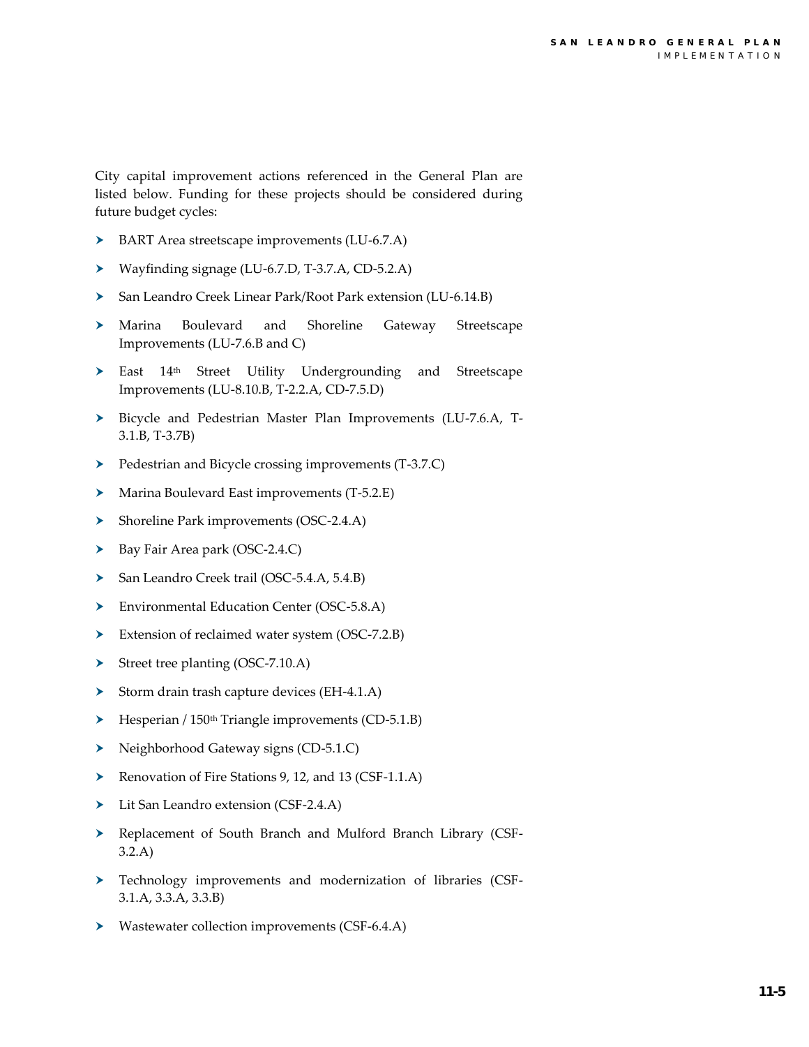City capital improvement actions referenced in the General Plan are listed below. Funding for these projects should be considered during future budget cycles:

- BART Area streetscape improvements (LU-6.7.A)
- Wayfinding signage (LU-6.7.D, T-3.7.A, CD-5.2.A)
- San Leandro Creek Linear Park/Root Park extension (LU-6.14.B)
- Marina Boulevard and Shoreline Gateway Streetscape Improvements (LU-7.6.B and C)
- East 14th Street Utility Undergrounding and Streetscape Improvements (LU-8.10.B, T-2.2.A, CD-7.5.D)
- Bicycle and Pedestrian Master Plan Improvements (LU-7.6.A, T-3.1.B, T-3.7B)
- Pedestrian and Bicycle crossing improvements (T-3.7.C)
- Marina Boulevard East improvements (T-5.2.E)
- Shoreline Park improvements (OSC-2.4.A)
- Bay Fair Area park (OSC-2.4.C)
- San Leandro Creek trail (OSC-5.4.A, 5.4.B)
- Environmental Education Center (OSC-5.8.A)
- Extension of reclaimed water system (OSC-7.2.B)
- Street tree planting (OSC-7.10.A)
- Storm drain trash capture devices (EH-4.1.A)
- Hesperian / 150th Triangle improvements (CD-5.1.B)
- Neighborhood Gateway signs (CD-5.1.C)
- Renovation of Fire Stations 9, 12, and 13 (CSF-1.1.A)
- Lit San Leandro extension (CSF-2.4.A)
- Replacement of South Branch and Mulford Branch Library (CSF-3.2.A)
- Technology improvements and modernization of libraries (CSF-3.1.A, 3.3.A, 3.3.B)
- Wastewater collection improvements (CSF-6.4.A)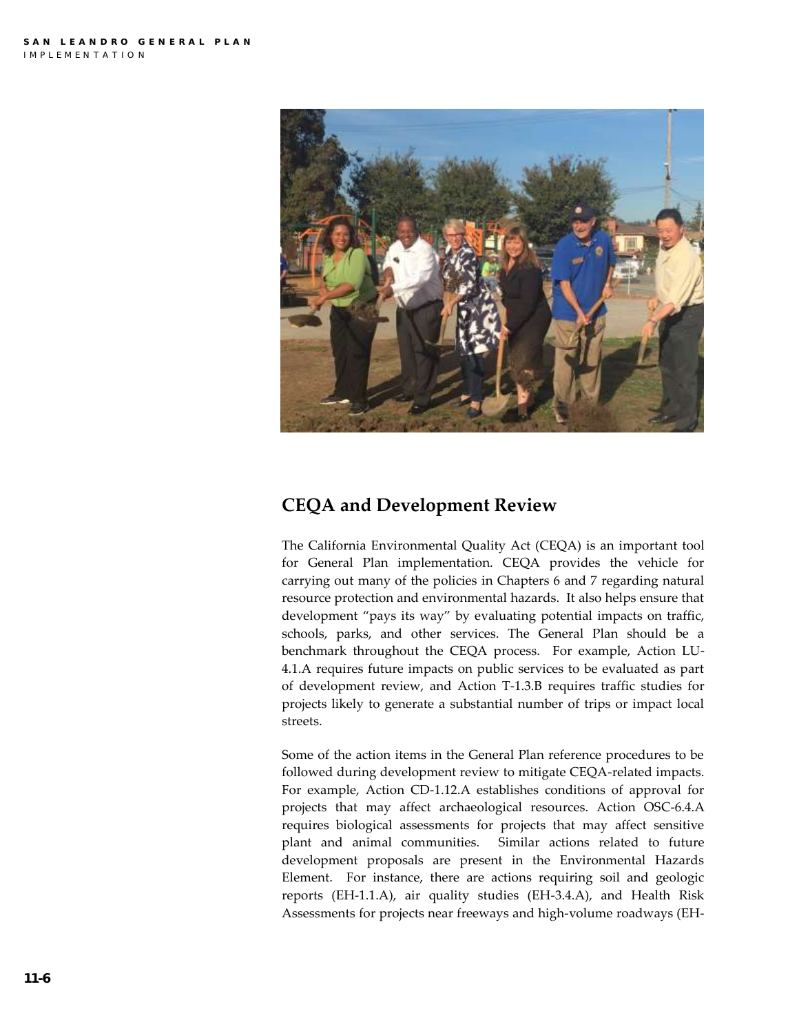## CEQA and Development Review

The California Environmental Quality Act (CEQA) is an important tool for General Plan implementation. CEQA provides the vehicle for carrying out many of the policies in Chapters 6 and 7 regarding natural resource protection and environmental hazards. It also helps ensure that development "pays its way" by evaluating potential impacts on traffic, schools, parks, and other services. The General Plan should be a benchmark throughout the CEQA process. For example, Action LU-4.1.A requires future impacts on public services to be evaluated as part of development review, and Action T-1.3.B requires traffic studies for projects likely to generate a substantial number of trips or impact local streets.

Some of the action items in the General Plan reference procedures to be followed during development review to mitigate CEQA-related impacts. For example, Action CD-1.12.A establishes conditions of approval for projects that may affect archaeological resources. Action OSC-6.4.A requires biological assessments for projects that may affect sensitive plant and animal communities. Similar actions related to future development proposals are present in the Environmental Hazards Element. For instance, there are actions requiring soil and geologic reports (EH-1.1.A), air quality studies (EH-3.4.A), and Health Risk Assessments for projects near freeways and high-volume roadways (EH-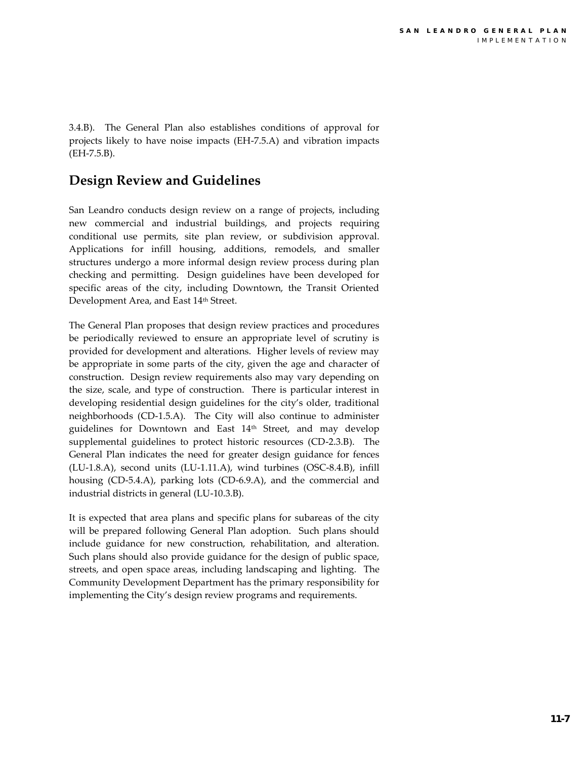3.4.B). The General Plan also establishes conditions of approval for projects likely to have noise impacts (EH-7.5.A) and vibration impacts (EH-7.5.B).

## Design Review and Guidelines

San Leandro conducts design review on a range of projects, including new commercial and industrial buildings, and projects requiring conditional use permits, site plan review, or subdivision approval. Applications for infill housing, additions, remodels, and smaller structures undergo a more informal design review process during plan checking and permitting. Design guidelines have been developed for specific areas of the city, including Downtown, the Transit Oriented Development Area, and East 14th Street.

The General Plan proposes that design review practices and procedures be periodically reviewed to ensure an appropriate level of scrutiny is provided for development and alterations. Higher levels of review may be appropriate in some parts of the city, given the age and character of construction. Design review requirements also may vary depending on the size, scale, and type of construction. There is particular interest in developing residential design guidelines for the city's older, traditional neighborhoods (CD-1.5.A). The City will also continue to administer guidelines for Downtown and East 14th Street, and may develop supplemental guidelines to protect historic resources (CD-2.3.B). The General Plan indicates the need for greater design guidance for fences (LU-1.8.A), second units (LU-1.11.A), wind turbines (OSC-8.4.B), infill housing (CD-5.4.A), parking lots (CD-6.9.A), and the commercial and industrial districts in general (LU-10.3.B).

It is expected that area plans and specific plans for subareas of the city will be prepared following General Plan adoption. Such plans should include guidance for new construction, rehabilitation, and alteration. Such plans should also provide guidance for the design of public space, streets, and open space areas, including landscaping and lighting. The Community Development Department has the primary responsibility for implementing the City's design review programs and requirements.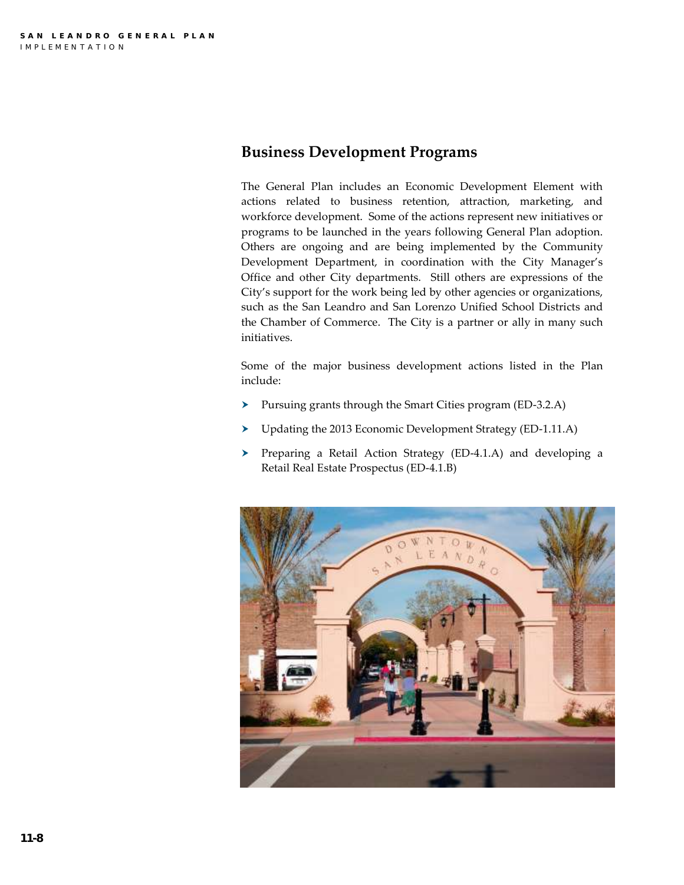## Business Development Programs

The General Plan includes an Economic Development Element with actions related to business retention, attraction, marketing, and workforce development. Some of the actions represent new initiatives or programs to be launched in the years following General Plan adoption. Others are ongoing and are being implemented by the Community Development Department, in coordination with the City Manager's Office and other City departments. Still others are expressions of the City's support for the work being led by other agencies or organizations, such as the San Leandro and San Lorenzo Unified School Districts and the Chamber of Commerce. The City is a partner or ally in many such initiatives.

Some of the major business development actions listed in the Plan include:

- Pursuing grants through the Smart Cities program (ED-3.2.A)
- Updating the 2013 Economic Development Strategy (ED-1.11.A)
- Preparing a Retail Action Strategy (ED-4.1.A) and developing a Retail Real Estate Prospectus (ED-4.1.B)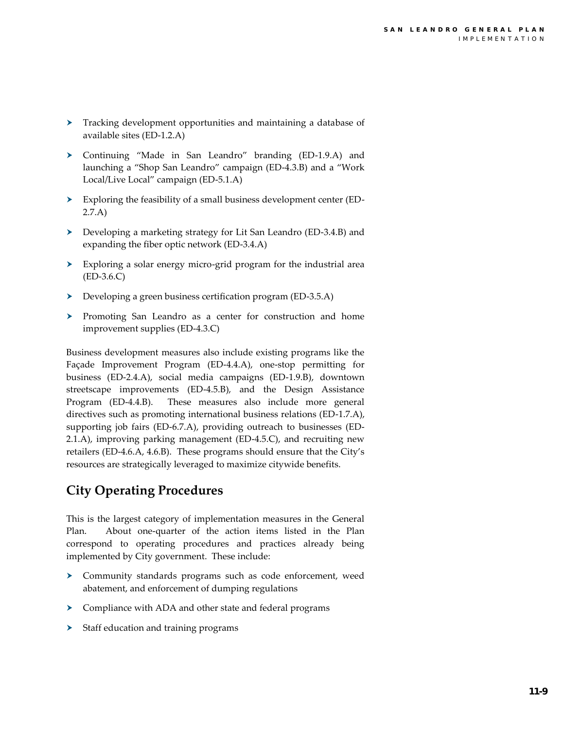- Tracking development opportunities and maintaining a database of available sites (ED-1.2.A)
- Continuing "Made in San Leandro" branding (ED-1.9.A) and launching a "Shop San Leandro" campaign (ED-4.3.B) and a "Work Local/Live Local" campaign (ED-5.1.A)
- Exploring the feasibility of a small business development center (ED-2.7.A)
- Developing a marketing strategy for Lit San Leandro (ED-3.4.B) and expanding the fiber optic network (ED-3.4.A)
- Exploring a solar energy micro-grid program for the industrial area (ED-3.6.C)
- Developing a green business certification program (ED-3.5.A)
- Promoting San Leandro as a center for construction and home improvement supplies (ED-4.3.C)

Business development measures also include existing programs like the Façade Improvement Program (ED-4.4.A), one-stop permitting for business (ED-2.4.A), social media campaigns (ED-1.9.B), downtown streetscape improvements (ED-4.5.B), and the Design Assistance Program (ED-4.4.B). These measures also include more general directives such as promoting international business relations (ED-1.7.A), supporting job fairs (ED-6.7.A), providing outreach to businesses (ED-2.1.A), improving parking management (ED-4.5.C), and recruiting new retailers (ED-4.6.A, 4.6.B). These programs should ensure that the City's resources are strategically leveraged to maximize citywide benefits.

## City Operating Procedures

This is the largest category of implementation measures in the General Plan. About one-quarter of the action items listed in the Plan correspond to operating procedures and practices already being implemented by City government. These include:

- Community standards programs such as code enforcement, weed abatement, and enforcement of dumping regulations
- Compliance with ADA and other state and federal programs
- Staff education and training programs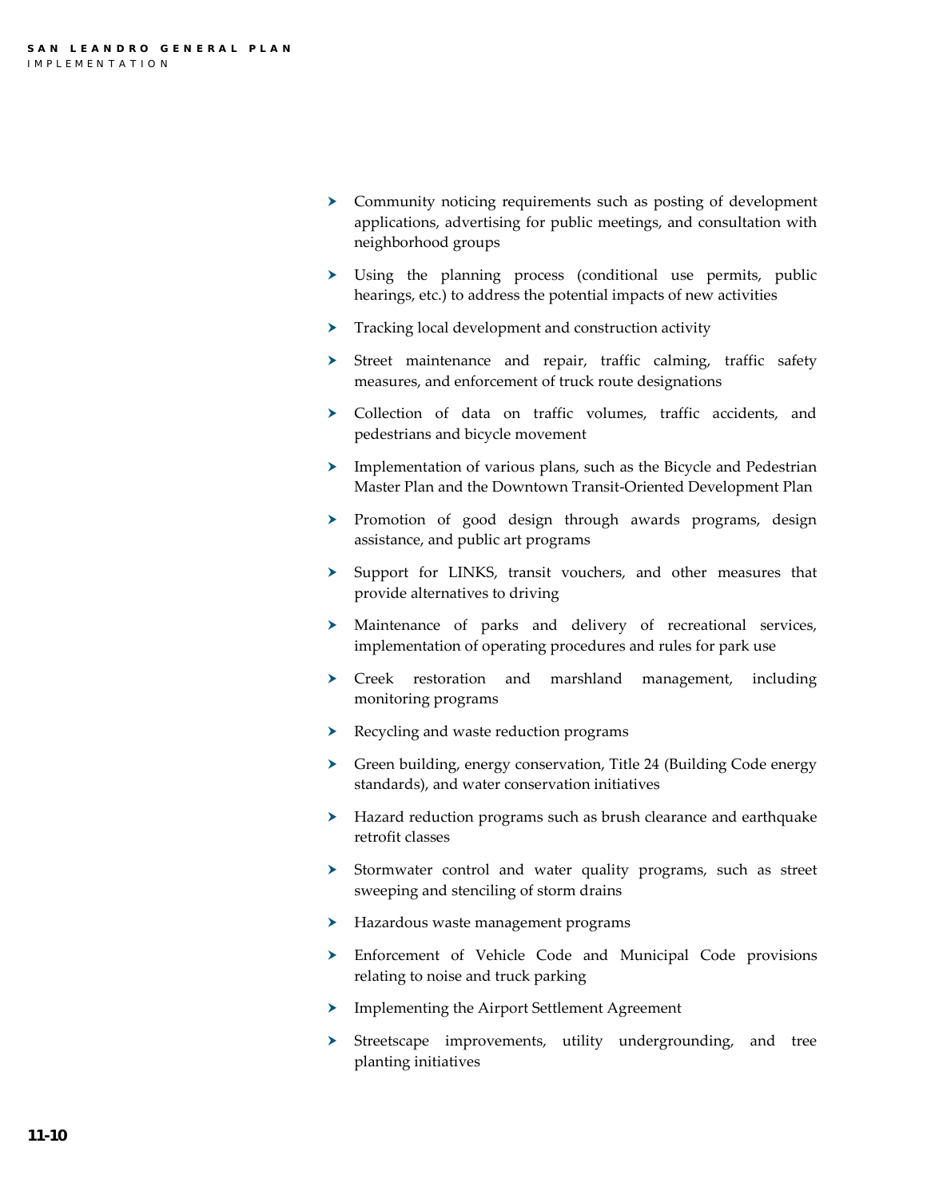- Community noticing requirements such as posting of development applications, advertising for public meetings, and consultation with neighborhood groups
- Using the planning process (conditional use permits, public hearings, etc.) to address the potential impacts of new activities
- Tracking local development and construction activity
- Street maintenance and repair, traffic calming, traffic safety measures, and enforcement of truck route designations
- Collection of data on traffic volumes, traffic accidents, and pedestrians and bicycle movement
- Implementation of various plans, such as the Bicycle and Pedestrian Master Plan and the Downtown Transit-Oriented Development Plan
- Promotion of good design through awards programs, design assistance, and public art programs
- Support for LINKS, transit vouchers, and other measures that provide alternatives to driving
- Maintenance of parks and delivery of recreational services, implementation of operating procedures and rules for park use
- Creek restoration and marshland management, including monitoring programs
- Recycling and waste reduction programs
- Green building, energy conservation, Title 24 (Building Code energy standards), and water conservation initiatives
- Hazard reduction programs such as brush clearance and earthquake retrofit classes
- Stormwater control and water quality programs, such as street sweeping and stenciling of storm drains
- Hazardous waste management programs
- Enforcement of Vehicle Code and Municipal Code provisions relating to noise and truck parking
- Implementing the Airport Settlement Agreement
- Streetscape improvements, utility undergrounding, and tree planting initiatives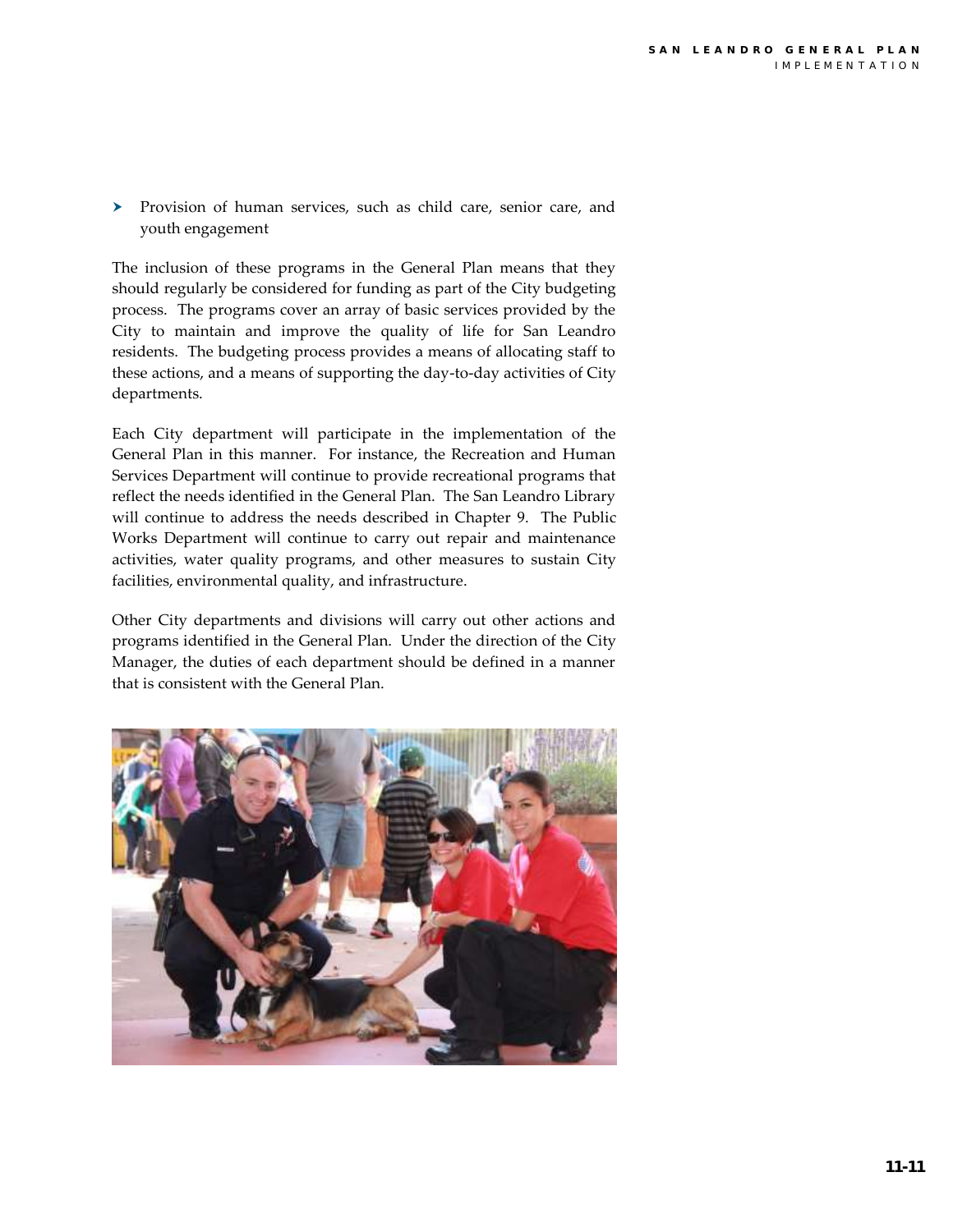- Provision of human services, such as child care, senior care, and youth engagement

The inclusion of these programs in the General Plan means that they should regularly be considered for funding as part of the City budgeting process. The programs cover an array of basic services provided by the City to maintain and improve the quality of life for San Leandro residents. The budgeting process provides a means of allocating staff to these actions, and a means of supporting the day-to-day activities of City departments.

Each City department will participate in the implementation of the General Plan in this manner. For instance, the Recreation and Human Services Department will continue to provide recreational programs that reflect the needs identified in the General Plan. The San Leandro Library will continue to address the needs described in Chapter 9. The Public Works Department will continue to carry out repair and maintenance activities, water quality programs, and other measures to sustain City facilities, environmental quality, and infrastructure.

Other City departments and divisions will carry out other actions and programs identified in the General Plan. Under the direction of the City Manager, the duties of each department should be defined in a manner that is consistent with the General Plan.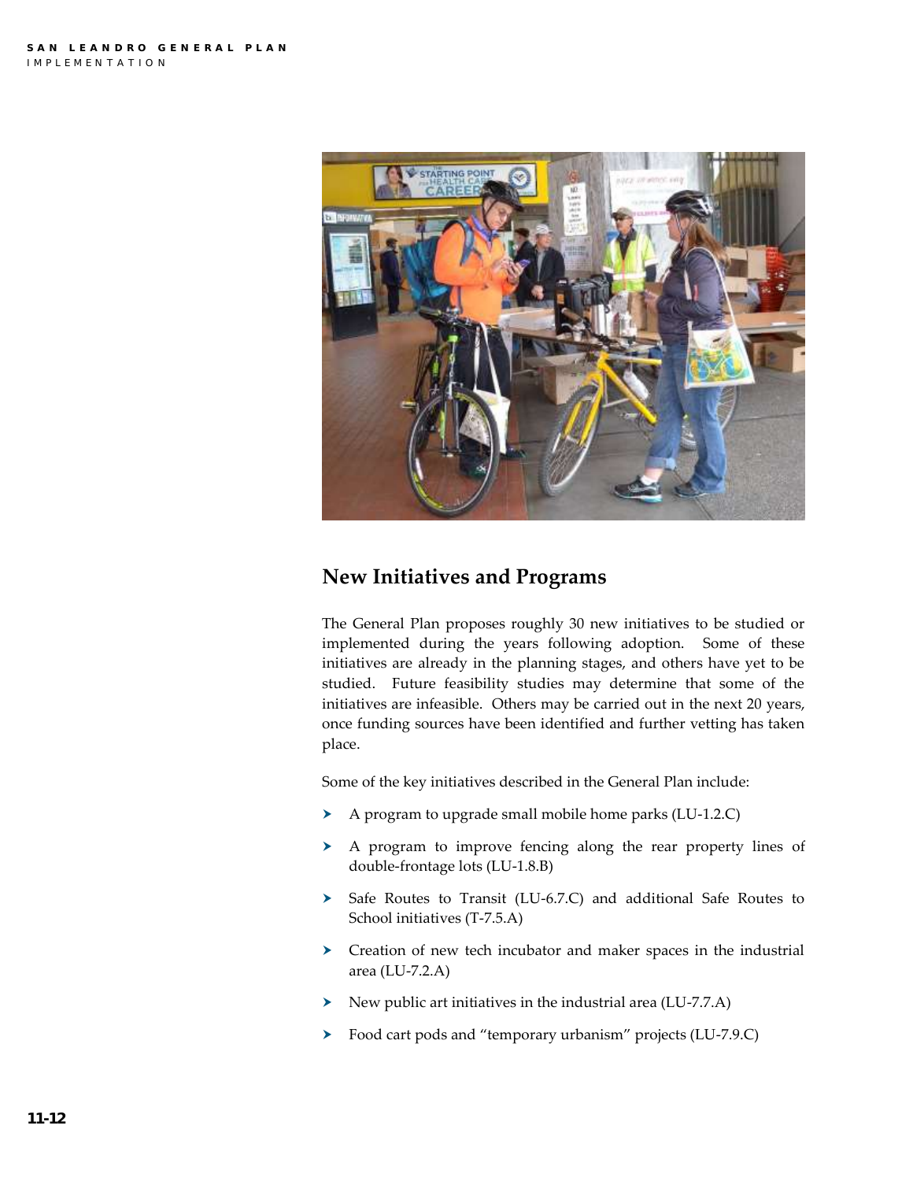## New Initiatives and Programs

The General Plan proposes roughly 30 new initiatives to be studied or implemented during the years following adoption. Some of these initiatives are already in the planning stages, and others have yet to be studied. Future feasibility studies may determine that some of the initiatives are infeasible. Others may be carried out in the next 20 years, once funding sources have been identified and further vetting has taken place.

Some of the key initiatives described in the General Plan include:

- A program to upgrade small mobile home parks (LU-1.2.C)
- A program to improve fencing along the rear property lines of double-frontage lots (LU-1.8.B)
- Safe Routes to Transit (LU-6.7.C) and additional Safe Routes to School initiatives (T-7.5.A)
- Creation of new tech incubator and maker spaces in the industrial area (LU-7.2.A)
- New public art initiatives in the industrial area (LU-7.7.A)
- Food cart pods and “temporary urbanism” projects (LU-7.9.C)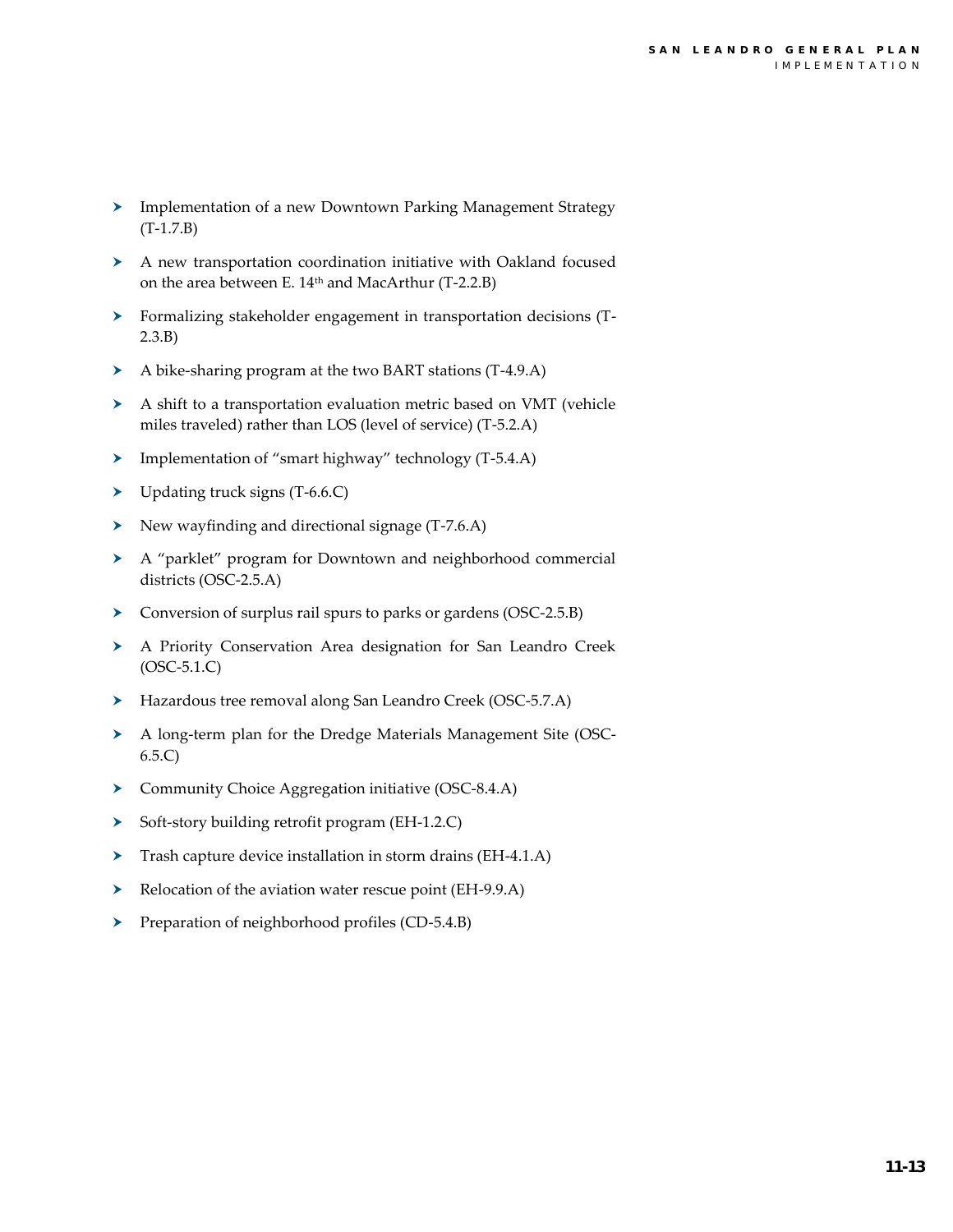- Implementation of a new Downtown Parking Management Strategy (T-1.7.B)
- A new transportation coordination initiative with Oakland focused on the area between E. 14th and MacArthur (T-2.2.B)
- Formalizing stakeholder engagement in transportation decisions (T-2.3.B)
- A bike-sharing program at the two BART stations (T-4.9.A)
- A shift to a transportation evaluation metric based on VMT (vehicle miles traveled) rather than LOS (level of service) (T-5.2.A)
- Implementation of "smart highway" technology (T-5.4.A)
- Updating truck signs (T-6.6.C)
- New wayfinding and directional signage (T-7.6.A)
- A "parklet" program for Downtown and neighborhood commercial districts (OSC-2.5.A)
- Conversion of surplus rail spurs to parks or gardens (OSC-2.5.B)
- A Priority Conservation Area designation for San Leandro Creek (OSC-5.1.C)
- Hazardous tree removal along San Leandro Creek (OSC-5.7.A)
- A long-term plan for the Dredge Materials Management Site (OSC-6.5.C)
- Community Choice Aggregation initiative (OSC-8.4.A)
- Soft-story building retrofit program (EH-1.2.C)
- Trash capture device installation in storm drains (EH-4.1.A)
- Relocation of the aviation water rescue point (EH-9.9.A)
- Preparation of neighborhood profiles (CD-5.4.B)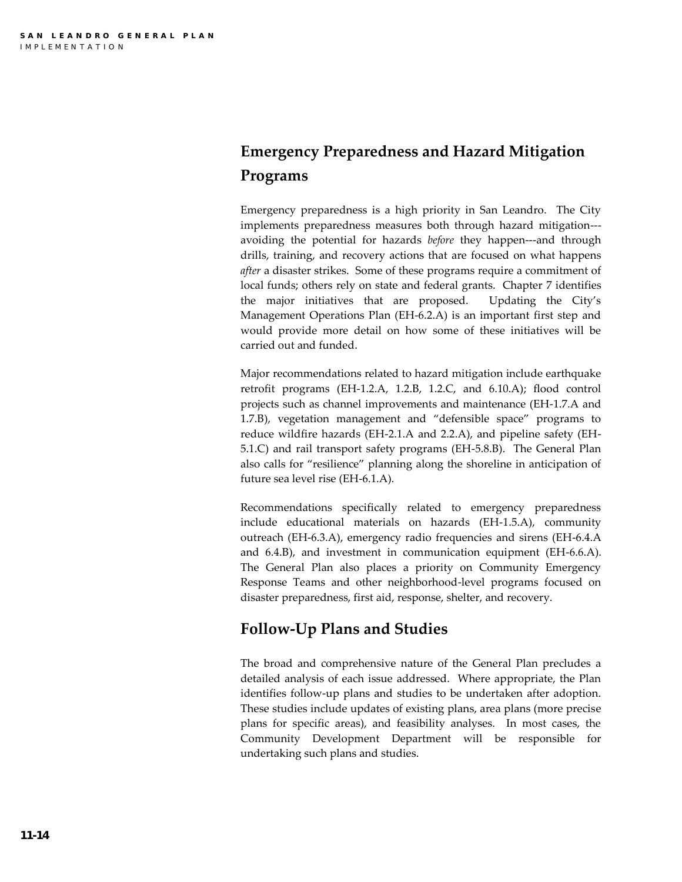## Emergency Preparedness and Hazard Mitigation Programs

Emergency preparedness is a high priority in San Leandro. The City implements preparedness measures both through hazard mitigation---avoiding the potential for hazards *before* they happen---and through drills, training, and recovery actions that are focused on what happens *after* a disaster strikes. Some of these programs require a commitment of local funds; others rely on state and federal grants. Chapter 7 identifies the major initiatives that are proposed. Updating the City's Management Operations Plan (EH-6.2.A) is an important first step and would provide more detail on how some of these initiatives will be carried out and funded.

Major recommendations related to hazard mitigation include earthquake retrofit programs (EH-1.2.A, 1.2.B, 1.2.C, and 6.10.A); flood control projects such as channel improvements and maintenance (EH-1.7.A and 1.7.B), vegetation management and "defensible space" programs to reduce wildfire hazards (EH-2.1.A and 2.2.A), and pipeline safety (EH-5.1.C) and rail transport safety programs (EH-5.8.B). The General Plan also calls for "resilience" planning along the shoreline in anticipation of future sea level rise (EH-6.1.A).

Recommendations specifically related to emergency preparedness include educational materials on hazards (EH-1.5.A), community outreach (EH-6.3.A), emergency radio frequencies and sirens (EH-6.4.A and 6.4.B), and investment in communication equipment (EH-6.6.A). The General Plan also places a priority on Community Emergency Response Teams and other neighborhood-level programs focused on disaster preparedness, first aid, response, shelter, and recovery.

## Follow-Up Plans and Studies

The broad and comprehensive nature of the General Plan precludes a detailed analysis of each issue addressed. Where appropriate, the Plan identifies follow-up plans and studies to be undertaken after adoption. These studies include updates of existing plans, area plans (more precise plans for specific areas), and feasibility analyses. In most cases, the Community Development Department will be responsible for undertaking such plans and studies.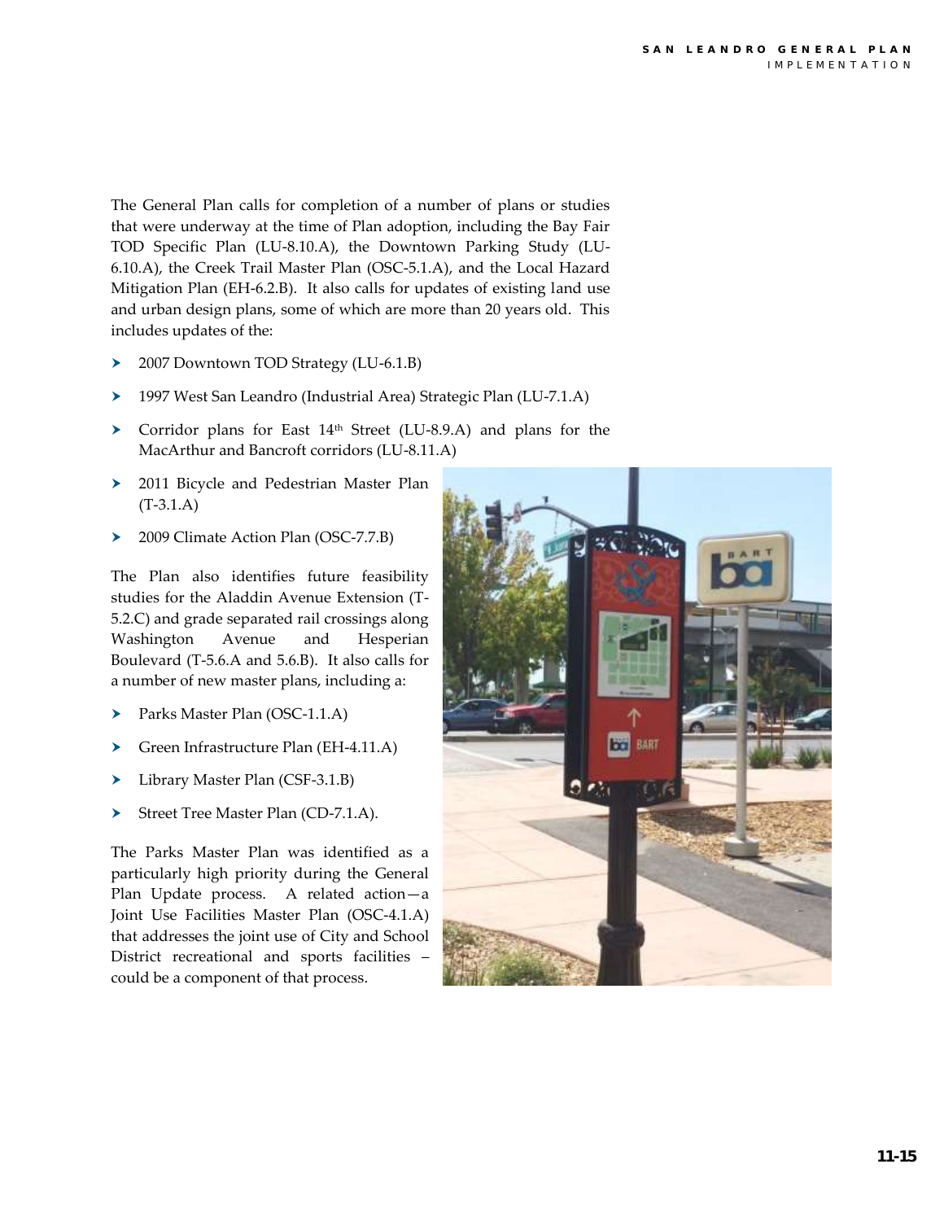The General Plan calls for completion of a number of plans or studies that were underway at the time of Plan adoption, including the Bay Fair TOD Specific Plan (LU-8.10.A), the Downtown Parking Study (LU-6.10.A), the Creek Trail Master Plan (OSC-5.1.A), and the Local Hazard Mitigation Plan (EH-6.2.B). It also calls for updates of existing land use and urban design plans, some of which are more than 20 years old. This includes updates of the:

- 2007 Downtown TOD Strategy (LU-6.1.B)
- 1997 West San Leandro (Industrial Area) Strategic Plan (LU-7.1.A)
- Corridor plans for East 14th Street (LU-8.9.A) and plans for the MacArthur and Bancroft corridors (LU-8.11.A)
- 2011 Bicycle and Pedestrian Master Plan (T-3.1.A)
- 2009 Climate Action Plan (OSC-7.7.B)

The Plan also identifies future feasibility studies for the Aladdin Avenue Extension (T-5.2.C) and grade separated rail crossings along Washington Avenue and Hesperian Boulevard (T-5.6.A and 5.6.B). It also calls for a number of new master plans, including a:

- Parks Master Plan (OSC-1.1.A)
- Green Infrastructure Plan (EH-4.11.A)
- Library Master Plan (CSF-3.1.B)
- Street Tree Master Plan (CD-7.1.A).

The Parks Master Plan was identified as a particularly high priority during the General Plan Update process. A related action—a Joint Use Facilities Master Plan (OSC-4.1.A) that addresses the joint use of City and School District recreational and sports facilities – could be a component of that process.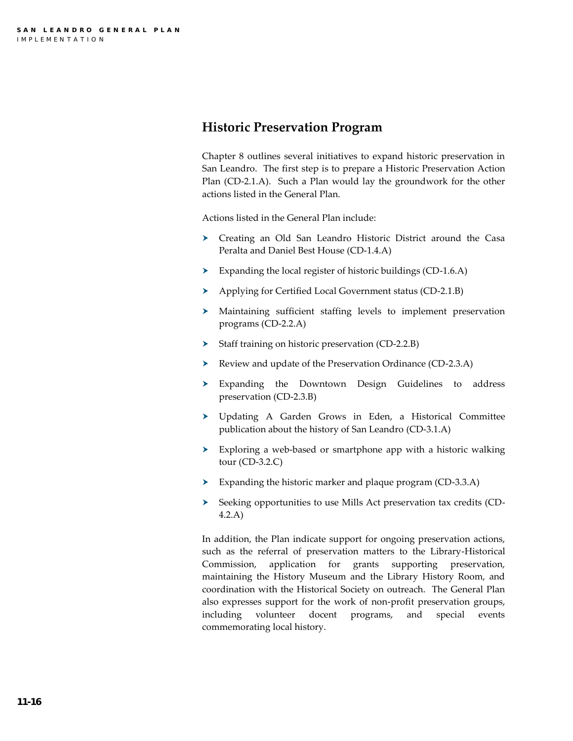## Historic Preservation Program

Chapter 8 outlines several initiatives to expand historic preservation in San Leandro. The first step is to prepare a Historic Preservation Action Plan (CD-2.1.A). Such a Plan would lay the groundwork for the other actions listed in the General Plan.

Actions listed in the General Plan include:

- Creating an Old San Leandro Historic District around the Casa Peralta and Daniel Best House (CD-1.4.A)
- Expanding the local register of historic buildings (CD-1.6.A)
- Applying for Certified Local Government status (CD-2.1.B)
- Maintaining sufficient staffing levels to implement preservation programs (CD-2.2.A)
- Staff training on historic preservation (CD-2.2.B)
- Review and update of the Preservation Ordinance (CD-2.3.A)
- Expanding the Downtown Design Guidelines to address preservation (CD-2.3.B)
- Updating A Garden Grows in Eden, a Historical Committee publication about the history of San Leandro (CD-3.1.A)
- Exploring a web-based or smartphone app with a historic walking tour (CD-3.2.C)
- Expanding the historic marker and plaque program (CD-3.3.A)
- Seeking opportunities to use Mills Act preservation tax credits (CD-4.2.A)

In addition, the Plan indicate support for ongoing preservation actions, such as the referral of preservation matters to the Library-Historical Commission, application for grants supporting preservation, maintaining the History Museum and the Library History Room, and coordination with the Historical Society on outreach. The General Plan also expresses support for the work of non-profit preservation groups, including volunteer docent programs, and special events commemorating local history.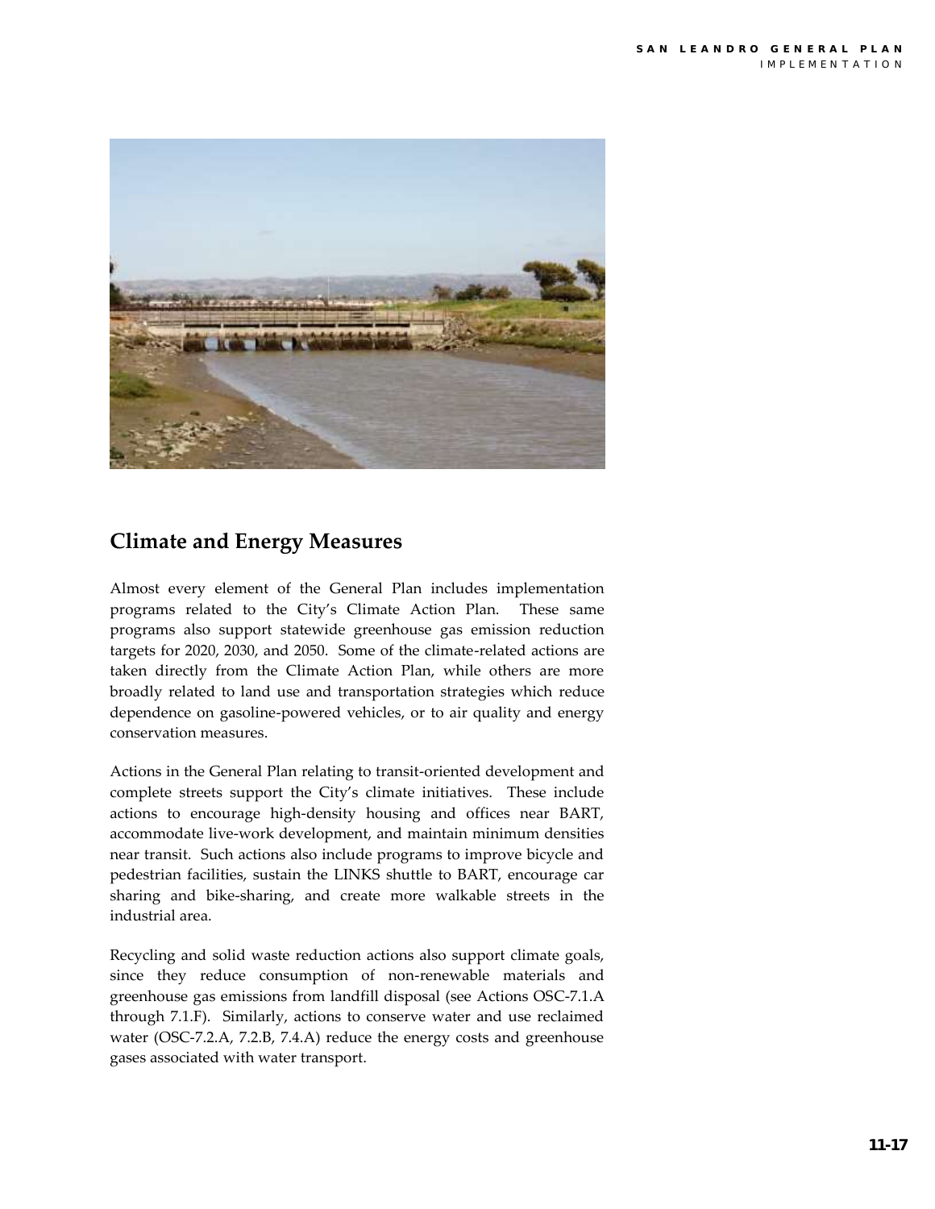## Climate and Energy Measures

Almost every element of the General Plan includes implementation programs related to the City's Climate Action Plan. These same programs also support statewide greenhouse gas emission reduction targets for 2020, 2030, and 2050. Some of the climate-related actions are taken directly from the Climate Action Plan, while others are more broadly related to land use and transportation strategies which reduce dependence on gasoline-powered vehicles, or to air quality and energy conservation measures.

Actions in the General Plan relating to transit-oriented development and complete streets support the City's climate initiatives. These include actions to encourage high-density housing and offices near BART, accommodate live-work development, and maintain minimum densities near transit. Such actions also include programs to improve bicycle and pedestrian facilities, sustain the LINKS shuttle to BART, encourage car sharing and bike-sharing, and create more walkable streets in the industrial area.

Recycling and solid waste reduction actions also support climate goals, since they reduce consumption of non-renewable materials and greenhouse gas emissions from landfill disposal (see Actions OSC-7.1.A through 7.1.F). Similarly, actions to conserve water and use reclaimed water (OSC-7.2.A, 7.2.B, 7.4.A) reduce the energy costs and greenhouse gases associated with water transport.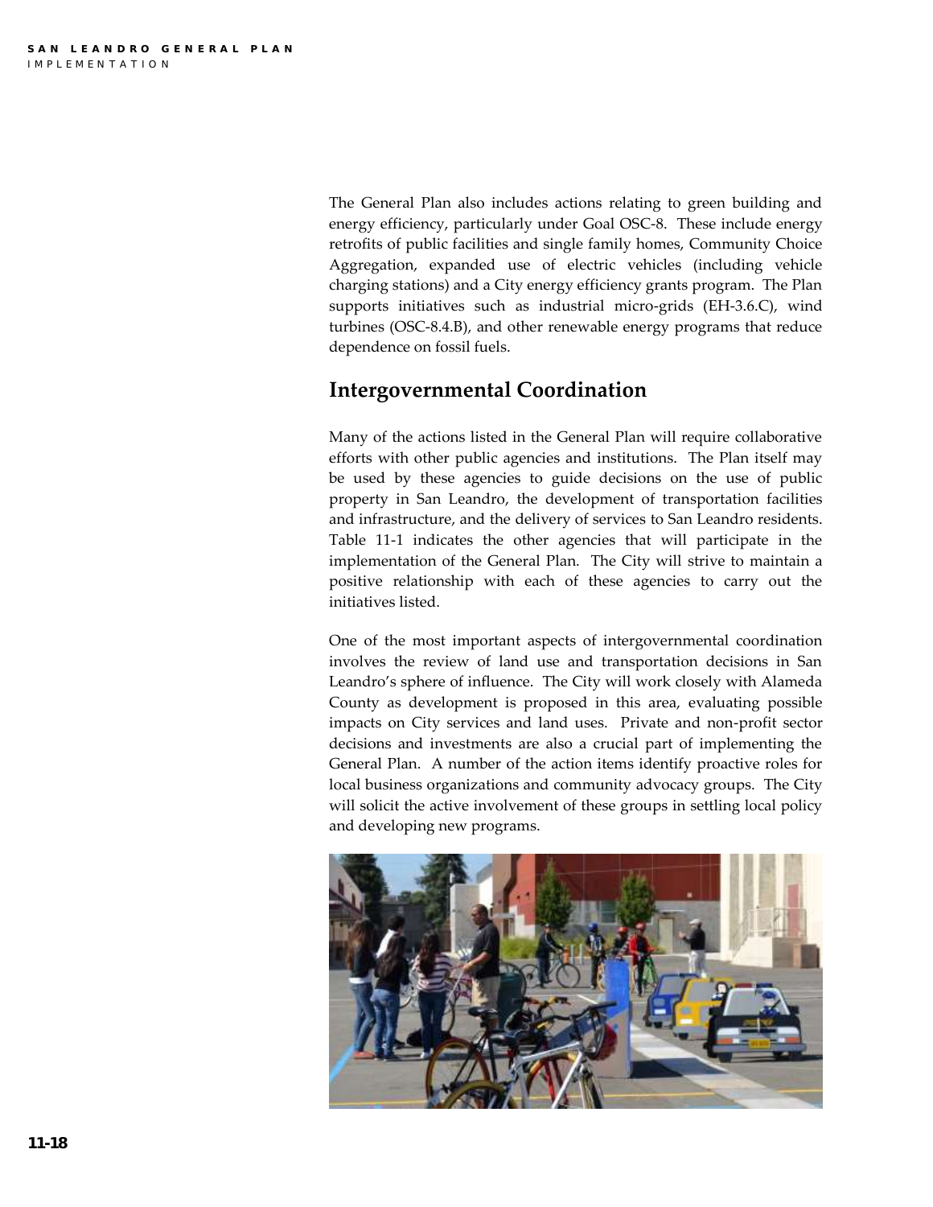The General Plan also includes actions relating to green building and energy efficiency, particularly under Goal OSC-8. These include energy retrofits of public facilities and single family homes, Community Choice Aggregation, expanded use of electric vehicles (including vehicle charging stations) and a City energy efficiency grants program. The Plan supports initiatives such as industrial micro-grids (EH-3.6.C), wind turbines (OSC-8.4.B), and other renewable energy programs that reduce dependence on fossil fuels.

## Intergovernmental Coordination

Many of the actions listed in the General Plan will require collaborative efforts with other public agencies and institutions. The Plan itself may be used by these agencies to guide decisions on the use of public property in San Leandro, the development of transportation facilities and infrastructure, and the delivery of services to San Leandro residents. Table 11-1 indicates the other agencies that will participate in the implementation of the General Plan. The City will strive to maintain a positive relationship with each of these agencies to carry out the initiatives listed.

One of the most important aspects of intergovernmental coordination involves the review of land use and transportation decisions in San Leandro's sphere of influence. The City will work closely with Alameda County as development is proposed in this area, evaluating possible impacts on City services and land uses. Private and non-profit sector decisions and investments are also a crucial part of implementing the General Plan. A number of the action items identify proactive roles for local business organizations and community advocacy groups. The City will solicit the active involvement of these groups in settling local policy and developing new programs.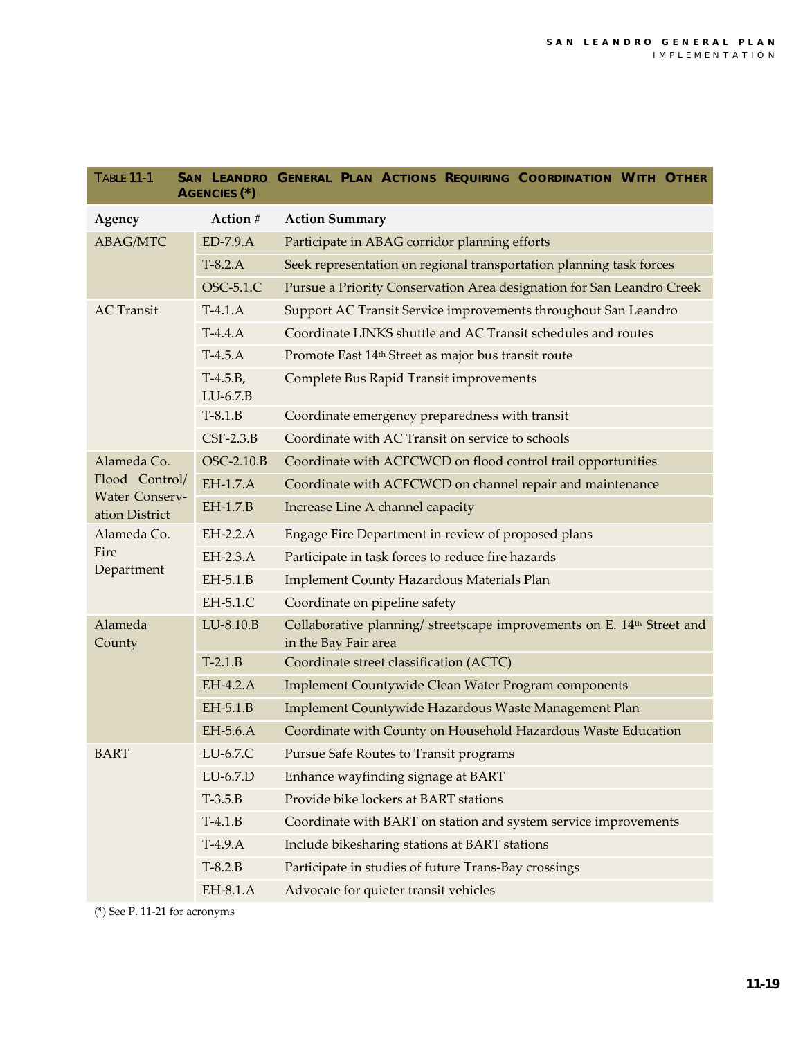**TABLE 11-1 SAN LEANDRO GENERAL PLAN ACTIONS REQUIRING COORDINATION WITH OTHER AGENCIES (*)**

| Agency | Action # | Action Summary |
|---|---|---|
| ABAG/MTC | ED-7.9.A | Participate in ABAG corridor planning efforts |
| | T-8.2.A | Seek representation on regional transportation planning task forces |
| | OSC-5.1.C | Pursue a Priority Conservation Area designation for San Leandro Creek |
| AC Transit | T-4.1.A | Support AC Transit Service improvements throughout San Leandro |
| | T-4.4.A | Coordinate LINKS shuttle and AC Transit schedules and routes |
| | T-4.5.A | Promote East 14th Street as major bus transit route |
| | T-4.5.B, LU-6.7.B | Complete Bus Rapid Transit improvements |
| | T-8.1.B | Coordinate emergency preparedness with transit |
| | CSF-2.3.B | Coordinate with AC Transit on service to schools |
| Alameda Co. Flood Control/ Water Conservation District | OSC-2.10.B | Coordinate with ACFCWCD on flood control trail opportunities |
| | EH-1.7.A | Coordinate with ACFCWCD on channel repair and maintenance |
| | EH-1.7.B | Increase Line A channel capacity |
| Alameda Co. Fire Department | EH-2.2.A | Engage Fire Department in review of proposed plans |
| | EH-2.3.A | Participate in task forces to reduce fire hazards |
| | EH-5.1.B | Implement County Hazardous Materials Plan |
| | EH-5.1.C | Coordinate on pipeline safety |
| Alameda County | LU-8.10.B | Collaborative planning/ streetscape improvements on E. 14th Street and in the Bay Fair area |
| | T-2.1.B | Coordinate street classification (ACTC) |
| | EH-4.2.A | Implement Countywide Clean Water Program components |
| | EH-5.1.B | Implement Countywide Hazardous Waste Management Plan |
| | EH-5.6.A | Coordinate with County on Household Hazardous Waste Education |
| BART | LU-6.7.C | Pursue Safe Routes to Transit programs |
| | LU-6.7.D | Enhance wayfinding signage at BART |
| | T-3.5.B | Provide bike lockers at BART stations |
| | T-4.1.B | Coordinate with BART on station and system service improvements |
| | T-4.9.A | Include bikesharing stations at BART stations |
| | T-8.2.B | Participate in studies of future Trans-Bay crossings |
| | EH-8.1.A | Advocate for quieter transit vehicles |

(*) See P. 11-21 for acronyms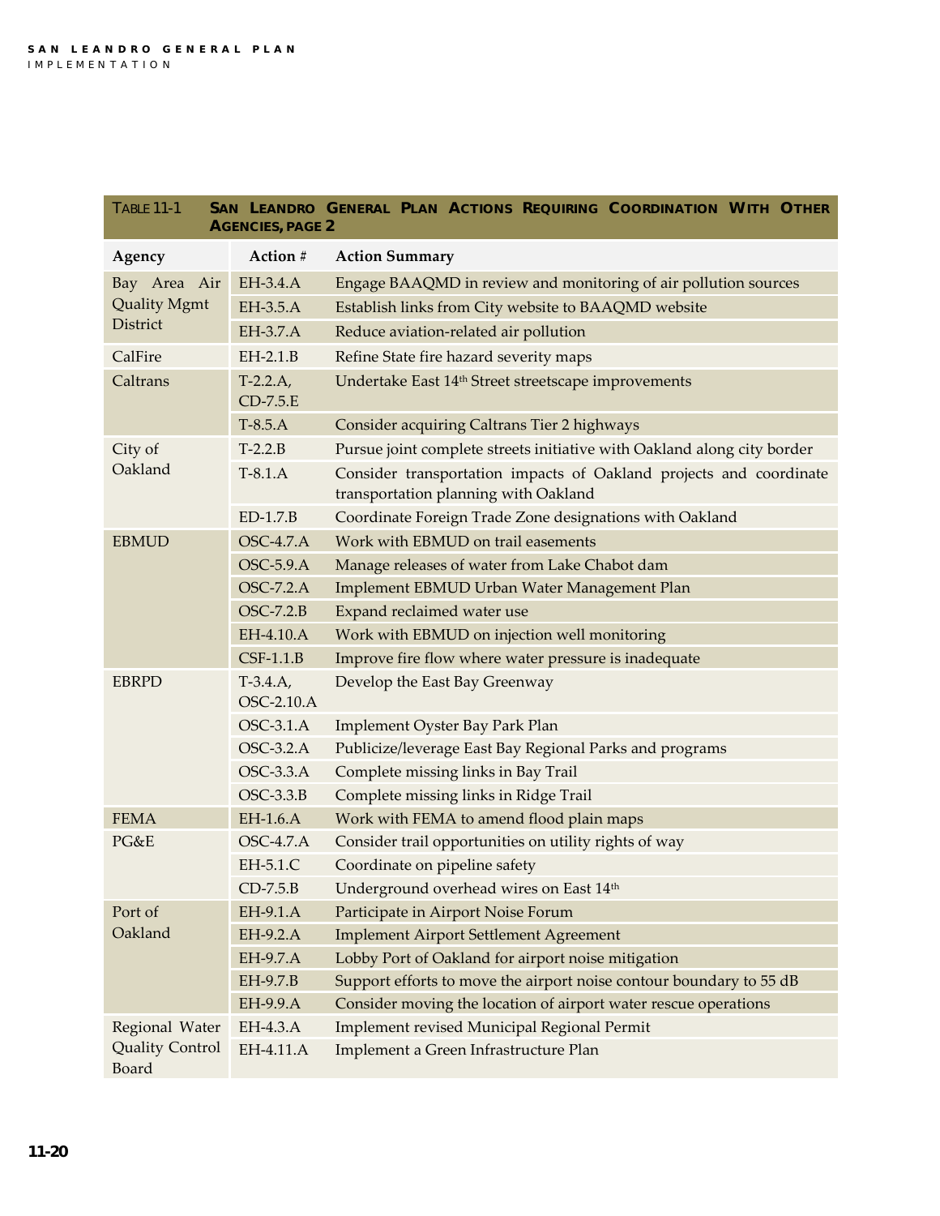**TABLE 11-1 SAN LEANDRO GENERAL PLAN ACTIONS REQUIRING COORDINATION WITH OTHER AGENCIES, PAGE 2**

| Agency | Action # | Action Summary |
|---|---|---|
| Bay Area Air Quality Mgmt District | EH-3.4.A | Engage BAAQMD in review and monitoring of air pollution sources |
| | EH-3.5.A | Establish links from City website to BAAQMD website |
| | EH-3.7.A | Reduce aviation-related air pollution |
| CalFire | EH-2.1.B | Refine State fire hazard severity maps |
| Caltrans | T-2.2.A, CD-7.5.E | Undertake East 14th Street streetscape improvements |
| | T-8.5.A | Consider acquiring Caltrans Tier 2 highways |
| City of Oakland | T-2.2.B | Pursue joint complete streets initiative with Oakland along city border |
| | T-8.1.A | Consider transportation impacts of Oakland projects and coordinate transportation planning with Oakland |
| | ED-1.7.B | Coordinate Foreign Trade Zone designations with Oakland |
| EBMUD | OSC-4.7.A | Work with EBMUD on trail easements |
| | OSC-5.9.A | Manage releases of water from Lake Chabot dam |
| | OSC-7.2.A | Implement EBMUD Urban Water Management Plan |
| | OSC-7.2.B | Expand reclaimed water use |
| | EH-4.10.A | Work with EBMUD on injection well monitoring |
| | CSF-1.1.B | Improve fire flow where water pressure is inadequate |
| EBRPD | T-3.4.A, OSC-2.10.A | Develop the East Bay Greenway |
| | OSC-3.1.A | Implement Oyster Bay Park Plan |
| | OSC-3.2.A | Publicize/leverage East Bay Regional Parks and programs |
| | OSC-3.3.A | Complete missing links in Bay Trail |
| | OSC-3.3.B | Complete missing links in Ridge Trail |
| FEMA | EH-1.6.A | Work with FEMA to amend flood plain maps |
| PG&E | OSC-4.7.A | Consider trail opportunities on utility rights of way |
| | EH-5.1.C | Coordinate on pipeline safety |
| | CD-7.5.B | Underground overhead wires on East 14th |
| Port of Oakland | EH-9.1.A | Participate in Airport Noise Forum |
| | EH-9.2.A | Implement Airport Settlement Agreement |
| | EH-9.7.A | Lobby Port of Oakland for airport noise mitigation |
| | EH-9.7.B | Support efforts to move the airport noise contour boundary to 55 dB |
| | EH-9.9.A | Consider moving the location of airport water rescue operations |
| Regional Water Quality Control Board | EH-4.3.A | Implement revised Municipal Regional Permit |
| | EH-4.11.A | Implement a Green Infrastructure Plan |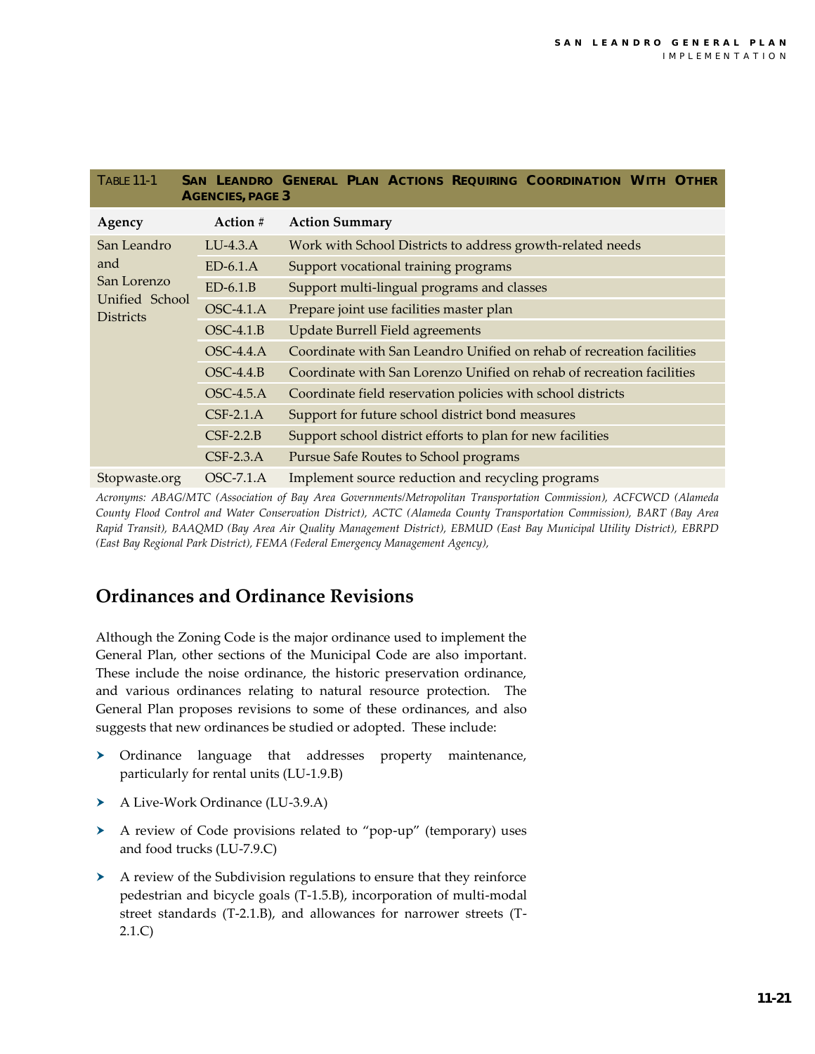**TABLE 11-1 SAN LEANDRO GENERAL PLAN ACTIONS REQUIRING COORDINATION WITH OTHER AGENCIES, PAGE 3**

| Agency | Action # | Action Summary |
|---|---|---|
| San Leandro and San Lorenzo Unified School Districts | LU-4.3.A | Work with School Districts to address growth-related needs |
| | ED-6.1.A | Support vocational training programs |
| | ED-6.1.B | Support multi-lingual programs and classes |
| | OSC-4.1.A | Prepare joint use facilities master plan |
| | OSC-4.1.B | Update Burrell Field agreements |
| | OSC-4.4.A | Coordinate with San Leandro Unified on rehab of recreation facilities |
| | OSC-4.4.B | Coordinate with San Lorenzo Unified on rehab of recreation facilities |
| | OSC-4.5.A | Coordinate field reservation policies with school districts |
| | CSF-2.1.A | Support for future school district bond measures |
| | CSF-2.2.B | Support school district efforts to plan for new facilities |
| | CSF-2.3.A | Pursue Safe Routes to School programs |
| Stopwaste.org | OSC-7.1.A | Implement source reduction and recycling programs |

*Acronyms: ABAG/MTC (Association of Bay Area Governments/Metropolitan Transportation Commission), ACFCWCD (Alameda County Flood Control and Water Conservation District), ACTC (Alameda County Transportation Commission), BART (Bay Area Rapid Transit), BAAQMD (Bay Area Air Quality Management District), EBMUD (East Bay Municipal Utility District), EBRPD (East Bay Regional Park District), FEMA (Federal Emergency Management Agency),*

## Ordinances and Ordinance Revisions

Although the Zoning Code is the major ordinance used to implement the General Plan, other sections of the Municipal Code are also important. These include the noise ordinance, the historic preservation ordinance, and various ordinances relating to natural resource protection. The General Plan proposes revisions to some of these ordinances, and also suggests that new ordinances be studied or adopted. These include:

- Ordinance language that addresses property maintenance, particularly for rental units (LU-1.9.B)
- A Live-Work Ordinance (LU-3.9.A)
- A review of Code provisions related to "pop-up" (temporary) uses and food trucks (LU-7.9.C)
- A review of the Subdivision regulations to ensure that they reinforce pedestrian and bicycle goals (T-1.5.B), incorporation of multi-modal street standards (T-2.1.B), and allowances for narrower streets (T-2.1.C)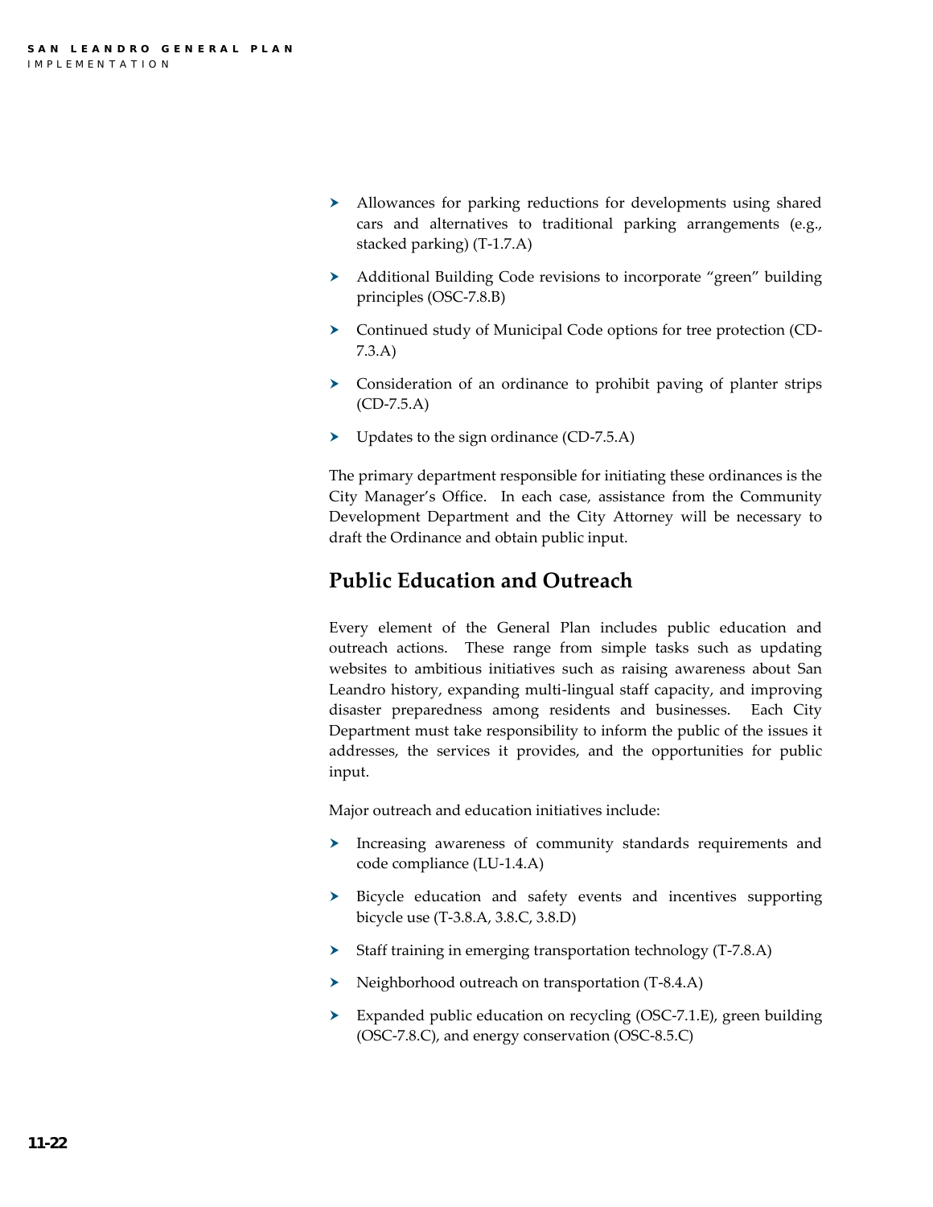- Allowances for parking reductions for developments using shared cars and alternatives to traditional parking arrangements (e.g., stacked parking) (T-1.7.A)
- Additional Building Code revisions to incorporate "green" building principles (OSC-7.8.B)
- Continued study of Municipal Code options for tree protection (CD-7.3.A)
- Consideration of an ordinance to prohibit paving of planter strips (CD-7.5.A)
- Updates to the sign ordinance (CD-7.5.A)

The primary department responsible for initiating these ordinances is the City Manager's Office. In each case, assistance from the Community Development Department and the City Attorney will be necessary to draft the Ordinance and obtain public input.

## Public Education and Outreach

Every element of the General Plan includes public education and outreach actions. These range from simple tasks such as updating websites to ambitious initiatives such as raising awareness about San Leandro history, expanding multi-lingual staff capacity, and improving disaster preparedness among residents and businesses. Each City Department must take responsibility to inform the public of the issues it addresses, the services it provides, and the opportunities for public input.

Major outreach and education initiatives include:

- Increasing awareness of community standards requirements and code compliance (LU-1.4.A)
- Bicycle education and safety events and incentives supporting bicycle use (T-3.8.A, 3.8.C, 3.8.D)
- Staff training in emerging transportation technology (T-7.8.A)
- Neighborhood outreach on transportation (T-8.4.A)
- Expanded public education on recycling (OSC-7.1.E), green building (OSC-7.8.C), and energy conservation (OSC-8.5.C)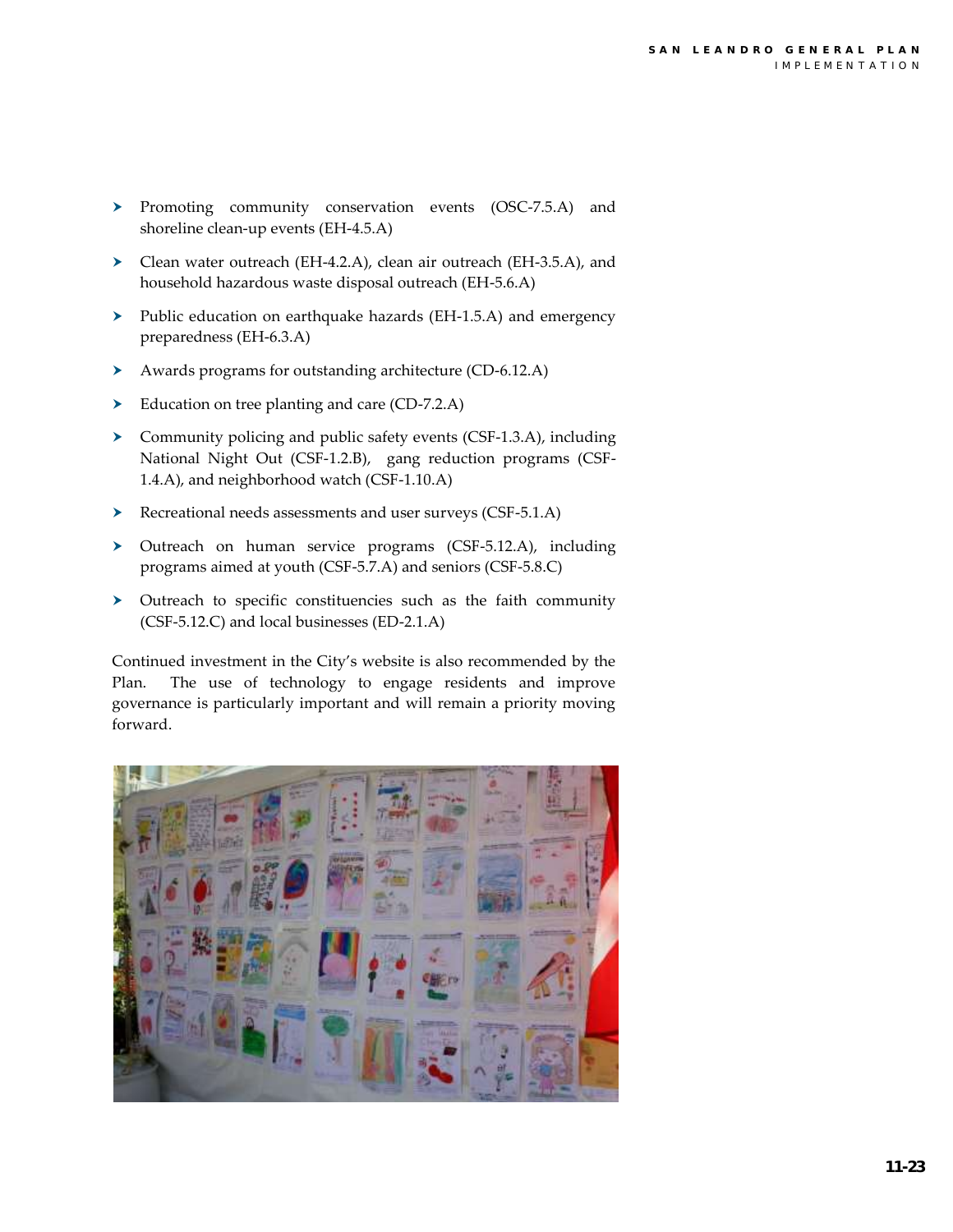- Promoting community conservation events (OSC-7.5.A) and shoreline clean-up events (EH-4.5.A)
- Clean water outreach (EH-4.2.A), clean air outreach (EH-3.5.A), and household hazardous waste disposal outreach (EH-5.6.A)
- Public education on earthquake hazards (EH-1.5.A) and emergency preparedness (EH-6.3.A)
- Awards programs for outstanding architecture (CD-6.12.A)
- Education on tree planting and care (CD-7.2.A)
- Community policing and public safety events (CSF-1.3.A), including National Night Out (CSF-1.2.B), gang reduction programs (CSF-1.4.A), and neighborhood watch (CSF-1.10.A)
- Recreational needs assessments and user surveys (CSF-5.1.A)
- Outreach on human service programs (CSF-5.12.A), including programs aimed at youth (CSF-5.7.A) and seniors (CSF-5.8.C)
- Outreach to specific constituencies such as the faith community (CSF-5.12.C) and local businesses (ED-2.1.A)

Continued investment in the City's website is also recommended by the Plan. The use of technology to engage residents and improve governance is particularly important and will remain a priority moving forward.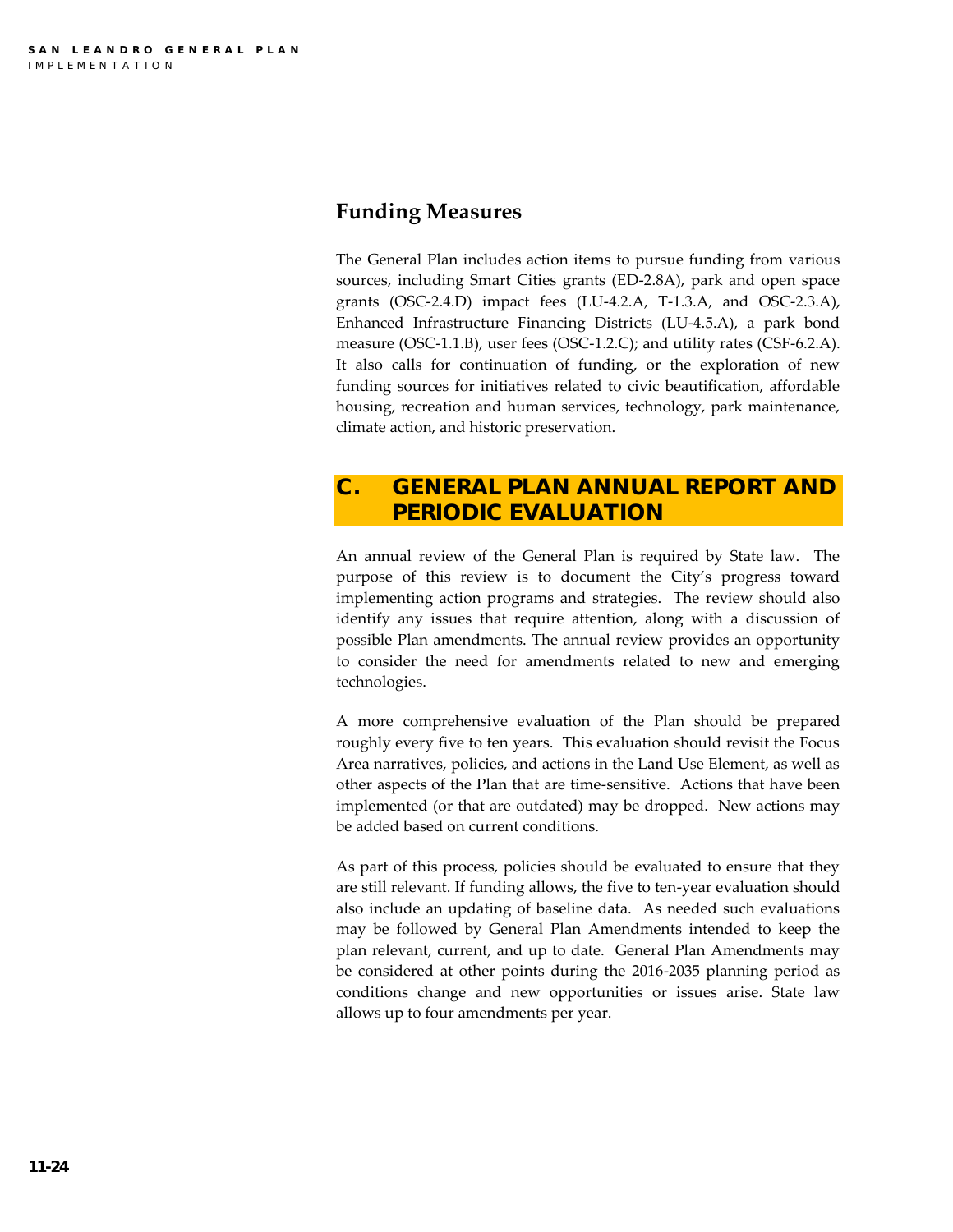## Funding Measures

The General Plan includes action items to pursue funding from various sources, including Smart Cities grants (ED-2.8A), park and open space grants (OSC-2.4.D) impact fees (LU-4.2.A, T-1.3.A, and OSC-2.3.A), Enhanced Infrastructure Financing Districts (LU-4.5.A), a park bond measure (OSC-1.1.B), user fees (OSC-1.2.C); and utility rates (CSF-6.2.A). It also calls for continuation of funding, or the exploration of new funding sources for initiatives related to civic beautification, affordable housing, recreation and human services, technology, park maintenance, climate action, and historic preservation.

# C. GENERAL PLAN ANNUAL REPORT AND PERIODIC EVALUATION

An annual review of the General Plan is required by State law. The purpose of this review is to document the City's progress toward implementing action programs and strategies. The review should also identify any issues that require attention, along with a discussion of possible Plan amendments. The annual review provides an opportunity to consider the need for amendments related to new and emerging technologies.

A more comprehensive evaluation of the Plan should be prepared roughly every five to ten years. This evaluation should revisit the Focus Area narratives, policies, and actions in the Land Use Element, as well as other aspects of the Plan that are time-sensitive. Actions that have been implemented (or that are outdated) may be dropped. New actions may be added based on current conditions.

As part of this process, policies should be evaluated to ensure that they are still relevant. If funding allows, the five to ten-year evaluation should also include an updating of baseline data. As needed such evaluations may be followed by General Plan Amendments intended to keep the plan relevant, current, and up to date. General Plan Amendments may be considered at other points during the 2016-2035 planning period as conditions change and new opportunities or issues arise. State law allows up to four amendments per year.